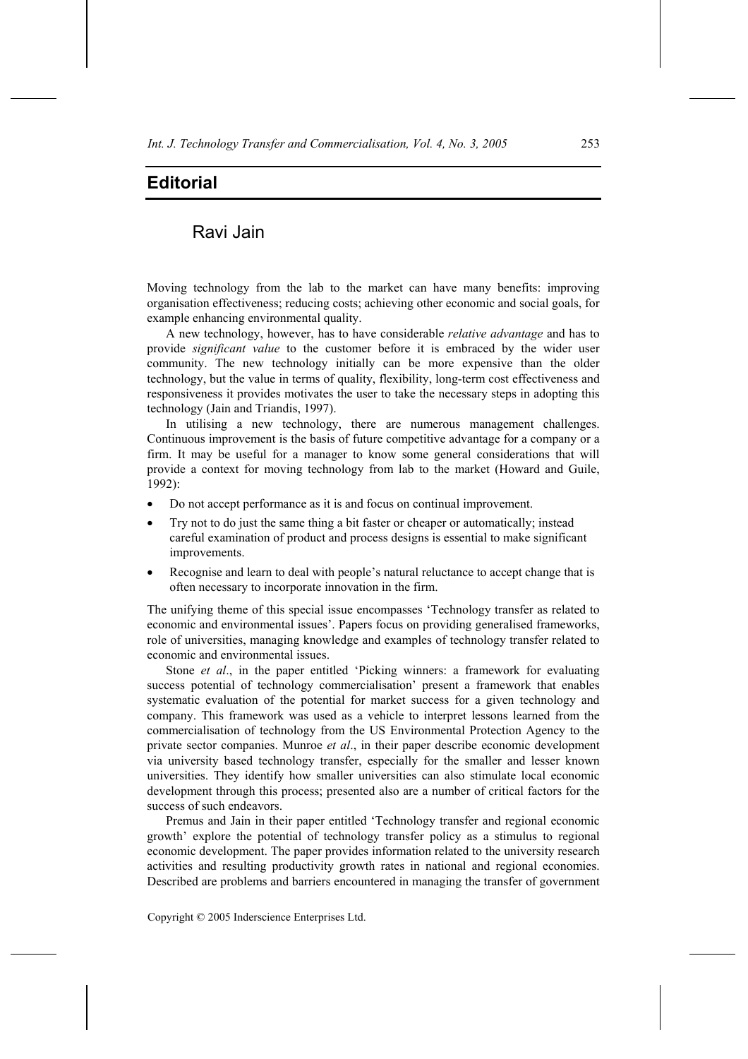# Editorial

## Ravi Jain

Moving technology from the lab to the market can have many benefits: improving organisation effectiveness; reducing costs; achieving other economic and social goals, for example enhancing environmental quality.

A new technology, however, has to have considerable *relative advantage* and has to provide *significant value* to the customer before it is embraced by the wider user community. The new technology initially can be more expensive than the older technology, but the value in terms of quality, flexibility, long-term cost effectiveness and responsiveness it provides motivates the user to take the necessary steps in adopting this technology (Jain and Triandis, 1997).

In utilising a new technology, there are numerous management challenges. Continuous improvement is the basis of future competitive advantage for a company or a firm. It may be useful for a manager to know some general considerations that will provide a context for moving technology from lab to the market (Howard and Guile, 1992):

- Do not accept performance as it is and focus on continual improvement.
- Try not to do just the same thing a bit faster or cheaper or automatically; instead careful examination of product and process designs is essential to make significant improvements.
- Recognise and learn to deal with people's natural reluctance to accept change that is often necessary to incorporate innovation in the firm.

The unifying theme of this special issue encompasses 'Technology transfer as related to economic and environmental issues'. Papers focus on providing generalised frameworks, role of universities, managing knowledge and examples of technology transfer related to economic and environmental issues.

Stone *et al*., in the paper entitled 'Picking winners: a framework for evaluating success potential of technology commercialisation' present a framework that enables systematic evaluation of the potential for market success for a given technology and company. This framework was used as a vehicle to interpret lessons learned from the commercialisation of technology from the US Environmental Protection Agency to the private sector companies. Munroe *et al*., in their paper describe economic development via university based technology transfer, especially for the smaller and lesser known universities. They identify how smaller universities can also stimulate local economic development through this process; presented also are a number of critical factors for the success of such endeavors.

Premus and Jain in their paper entitled 'Technology transfer and regional economic growth' explore the potential of technology transfer policy as a stimulus to regional economic development. The paper provides information related to the university research activities and resulting productivity growth rates in national and regional economies. Described are problems and barriers encountered in managing the transfer of government

Copyright © 2005 Inderscience Enterprises Ltd.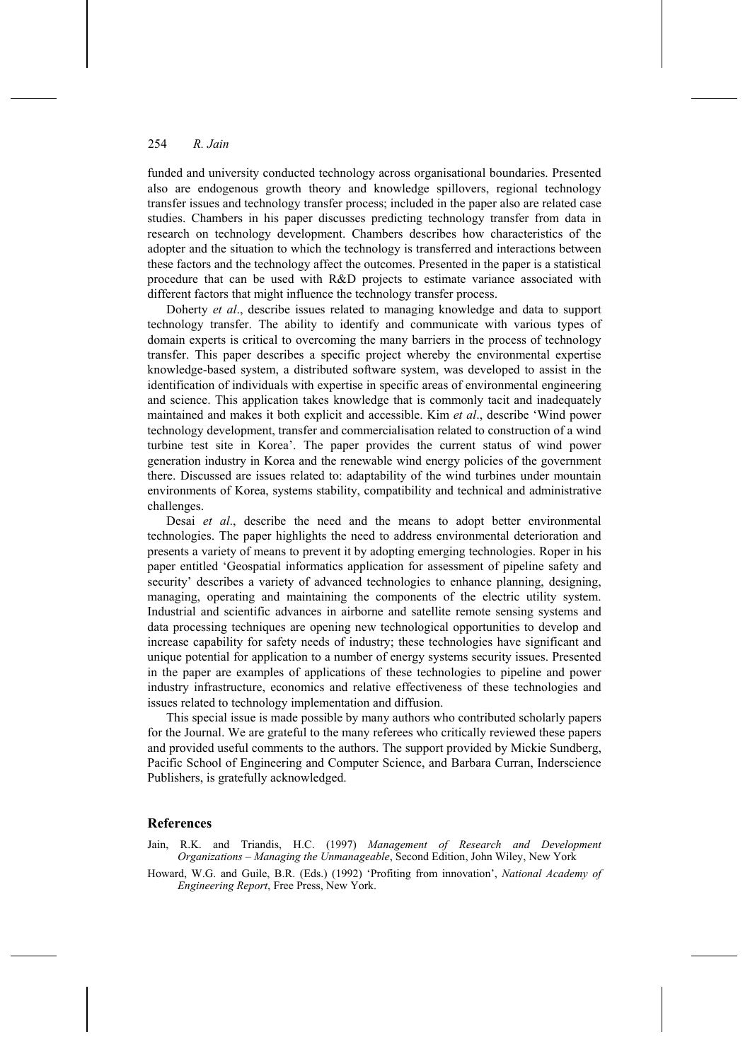funded and university conducted technology across organisational boundaries. Presented also are endogenous growth theory and knowledge spillovers, regional technology transfer issues and technology transfer process; included in the paper also are related case studies. Chambers in his paper discusses predicting technology transfer from data in research on technology development. Chambers describes how characteristics of the adopter and the situation to which the technology is transferred and interactions between these factors and the technology affect the outcomes. Presented in the paper is a statistical procedure that can be used with R&D projects to estimate variance associated with different factors that might influence the technology transfer process.

Doherty *et al*., describe issues related to managing knowledge and data to support technology transfer. The ability to identify and communicate with various types of domain experts is critical to overcoming the many barriers in the process of technology transfer. This paper describes a specific project whereby the environmental expertise knowledge-based system, a distributed software system, was developed to assist in the identification of individuals with expertise in specific areas of environmental engineering and science. This application takes knowledge that is commonly tacit and inadequately maintained and makes it both explicit and accessible. Kim *et al*., describe 'Wind power technology development, transfer and commercialisation related to construction of a wind turbine test site in Korea'. The paper provides the current status of wind power generation industry in Korea and the renewable wind energy policies of the government there. Discussed are issues related to: adaptability of the wind turbines under mountain environments of Korea, systems stability, compatibility and technical and administrative challenges.

Desai *et al*., describe the need and the means to adopt better environmental technologies. The paper highlights the need to address environmental deterioration and presents a variety of means to prevent it by adopting emerging technologies. Roper in his paper entitled 'Geospatial informatics application for assessment of pipeline safety and security' describes a variety of advanced technologies to enhance planning, designing, managing, operating and maintaining the components of the electric utility system. Industrial and scientific advances in airborne and satellite remote sensing systems and data processing techniques are opening new technological opportunities to develop and increase capability for safety needs of industry; these technologies have significant and unique potential for application to a number of energy systems security issues. Presented in the paper are examples of applications of these technologies to pipeline and power industry infrastructure, economics and relative effectiveness of these technologies and issues related to technology implementation and diffusion.

This special issue is made possible by many authors who contributed scholarly papers for the Journal. We are grateful to the many referees who critically reviewed these papers and provided useful comments to the authors. The support provided by Mickie Sundberg, Pacific School of Engineering and Computer Science, and Barbara Curran, Inderscience Publishers, is gratefully acknowledged.

## References

Jain, R.K. and Triandis, H.C. (1997) *Management of Research and Development Organizations – Managing the Unmanageable*, Second Edition, John Wiley, New York

Howard, W.G. and Guile, B.R. (Eds.) (1992) 'Profiting from innovation', *National Academy of Engineering Report*, Free Press, New York.